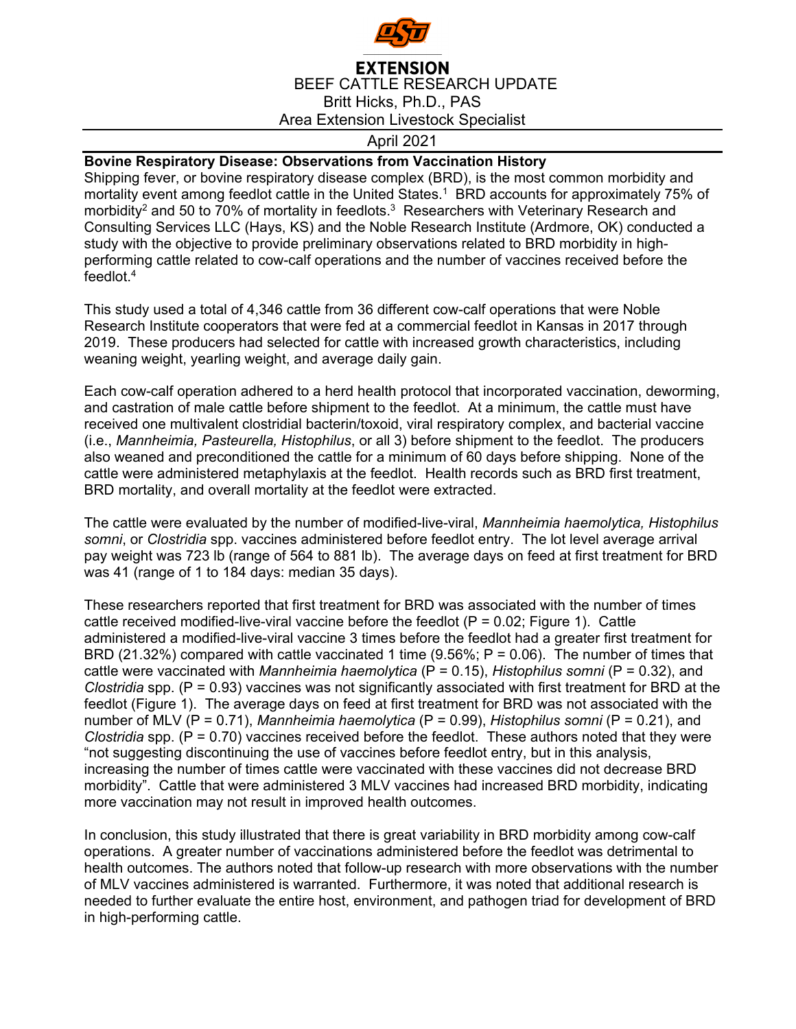EXTENSION

BEEF CATTLE RESEARCH UPDATE

Britt Hicks, Ph.D., PAS

Area Extension Livestock Specialist

April 2021

## Bovine Respiratory Disease: Observations from Vaccination History

Shipping fever, or bovine respiratory disease complex (BRD), is the most common morbidity and mortality event among feedlot cattle in the United States.[1] BRD accounts for approximately 75% of morbidity[2] and 50 to 70% of mortality in feedlots.[3] Researchers with Veterinary Research and Consulting Services LLC (Hays, KS) and the Noble Research Institute (Ardmore, OK) conducted a study with the objective to provide preliminary observations related to BRD morbidity in high-performing cattle related to cow-calf operations and the number of vaccines received before the feedlot.[4]

This study used a total of 4,346 cattle from 36 different cow-calf operations that were Noble Research Institute cooperators that were fed at a commercial feedlot in Kansas in 2017 through 2019. These producers had selected for cattle with increased growth characteristics, including weaning weight, yearling weight, and average daily gain.

Each cow-calf operation adhered to a herd health protocol that incorporated vaccination, deworming, and castration of male cattle before shipment to the feedlot. At a minimum, the cattle must have received one multivalent clostridial bacterin/toxoid, viral respiratory complex, and bacterial vaccine (i.e., *Mannheimia, Pasteurella, Histophilus*, or all 3) before shipment to the feedlot. The producers also weaned and preconditioned the cattle for a minimum of 60 days before shipping. None of the cattle were administered metaphylaxis at the feedlot. Health records such as BRD first treatment, BRD mortality, and overall mortality at the feedlot were extracted.

The cattle were evaluated by the number of modified-live-viral, *Mannheimia haemolytica, Histophilus somni*, or *Clostridia* spp. vaccines administered before feedlot entry. The lot level average arrival pay weight was 723 lb (range of 564 to 881 lb). The average days on feed at first treatment for BRD was 41 (range of 1 to 184 days: median 35 days).

These researchers reported that first treatment for BRD was associated with the number of times cattle received modified-live-viral vaccine before the feedlot ($P = 0.02$; Figure 1). Cattle administered a modified-live-viral vaccine 3 times before the feedlot had a greater first treatment for BRD (21.32%) compared with cattle vaccinated 1 time (9.56%; $P = 0.06$). The number of times that cattle were vaccinated with *Mannheimia haemolytica* ($P = 0.15$), *Histophilus somni* ($P = 0.32$), and *Clostridia* spp. ($P = 0.93$) vaccines was not significantly associated with first treatment for BRD at the feedlot (Figure 1). The average days on feed at first treatment for BRD was not associated with the number of MLV ($P = 0.71$), *Mannheimia haemolytica* ($P = 0.99$), *Histophilus somni* ($P = 0.21$), and *Clostridia* spp. ($P = 0.70$) vaccines received before the feedlot. These authors noted that they were "not suggesting discontinuing the use of vaccines before feedlot entry, but in this analysis, increasing the number of times cattle were vaccinated with these vaccines did not decrease BRD morbidity". Cattle that were administered 3 MLV vaccines had increased BRD morbidity, indicating more vaccination may not result in improved health outcomes.

In conclusion, this study illustrated that there is great variability in BRD morbidity among cow-calf operations. A greater number of vaccinations administered before the feedlot was detrimental to health outcomes. The authors noted that follow-up research with more observations with the number of MLV vaccines administered is warranted. Furthermore, it was noted that additional research is needed to further evaluate the entire host, environment, and pathogen triad for development of BRD in high-performing cattle.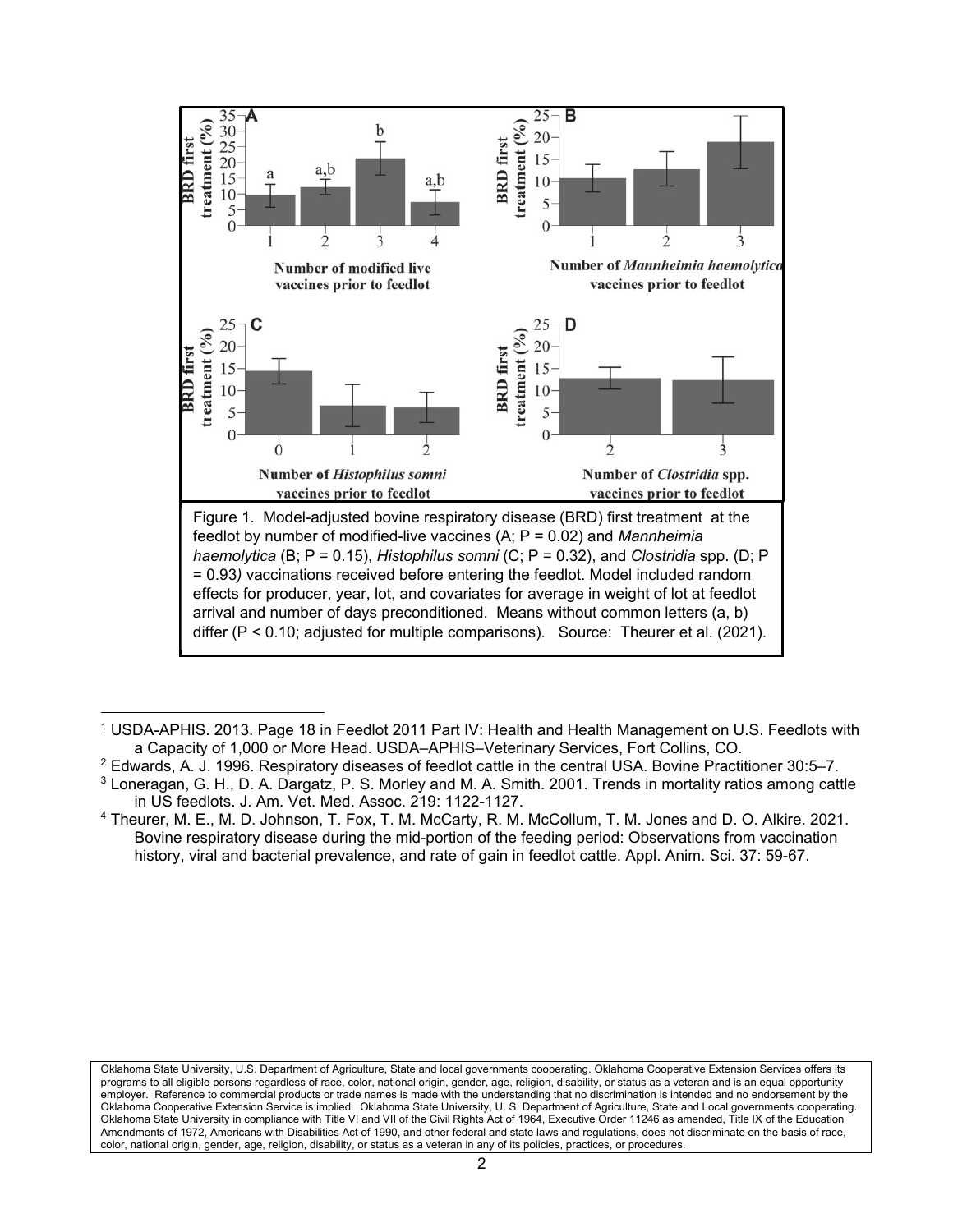A

BRD first treatment (%)

35
30
25
20
15
10
5
0

a  a,b  b  a,b

1  2  3  4

Number of modified live vaccines prior to feedlot

B

BRD first treatment (%)

25
20
15
10
5
0

1  2  3

Number of *Mannheimia haemolytica* vaccines prior to feedlot

C

BRD first treatment (%)

25
20
15
10
5
0

0  1  2

Number of *Histophilus somni* vaccines prior to feedlot

D

BRD first treatment (%)

25
20
15
10
5
0

2  3

Number of *Clostridia* spp. vaccines prior to feedlot

Figure 1. Model-adjusted bovine respiratory disease (BRD) first treatment at the feedlot by number of modified-live vaccines (A; $P = 0.02$) and *Mannheimia haemolytica* (B; $P = 0.15$), *Histophilus somni* (C; $P = 0.32$), and *Clostridia* spp. (D; $P = 0.93$) vaccinations received before entering the feedlot. Model included random effects for producer, year, lot, and covariates for average in weight of lot at feedlot arrival and number of days preconditioned. Means without common letters (a, b) differ ($P < 0.10$; adjusted for multiple comparisons). Source: Theurer et al. (2021).

---

[1] USDA-APHIS. 2013. Page 18 in Feedlot 2011 Part IV: Health and Health Management on U.S. Feedlots with a Capacity of 1,000 or More Head. USDA–APHIS–Veterinary Services, Fort Collins, CO.

[2] Edwards, A. J. 1996. Respiratory diseases of feedlot cattle in the central USA. Bovine Practitioner 30:5–7.

[3] Loneragan, G. H., D. A. Dargatz, P. S. Morley and M. A. Smith. 2001. Trends in mortality ratios among cattle in US feedlots. J. Am. Vet. Med. Assoc. 219: 1122-1127.

[4] Theurer, M. E., M. D. Johnson, T. Fox, T. M. McCarty, R. M. McCollum, T. M. Jones and D. O. Alkire. 2021. Bovine respiratory disease during the mid-portion of the feeding period: Observations from vaccination history, viral and bacterial prevalence, and rate of gain in feedlot cattle. Appl. Anim. Sci. 37: 59-67.

Oklahoma State University, U.S. Department of Agriculture, State and local governments cooperating. Oklahoma Cooperative Extension Services offers its programs to all eligible persons regardless of race, color, national origin, gender, age, religion, disability, or status as a veteran and is an equal opportunity employer. Reference to commercial products or trade names is made with the understanding that no discrimination is intended and no endorsement by the Oklahoma Cooperative Extension Service is implied. Oklahoma State University, U. S. Department of Agriculture, State and Local governments cooperating. Oklahoma State University in compliance with Title VI and VII of the Civil Rights Act of 1964, Executive Order 11246 as amended, Title IX of the Education Amendments of 1972, Americans with Disabilities Act of 1990, and other federal and state laws and regulations, does not discriminate on the basis of race, color, national origin, gender, age, religion, disability, or status as a veteran in any of its policies, practices, or procedures.